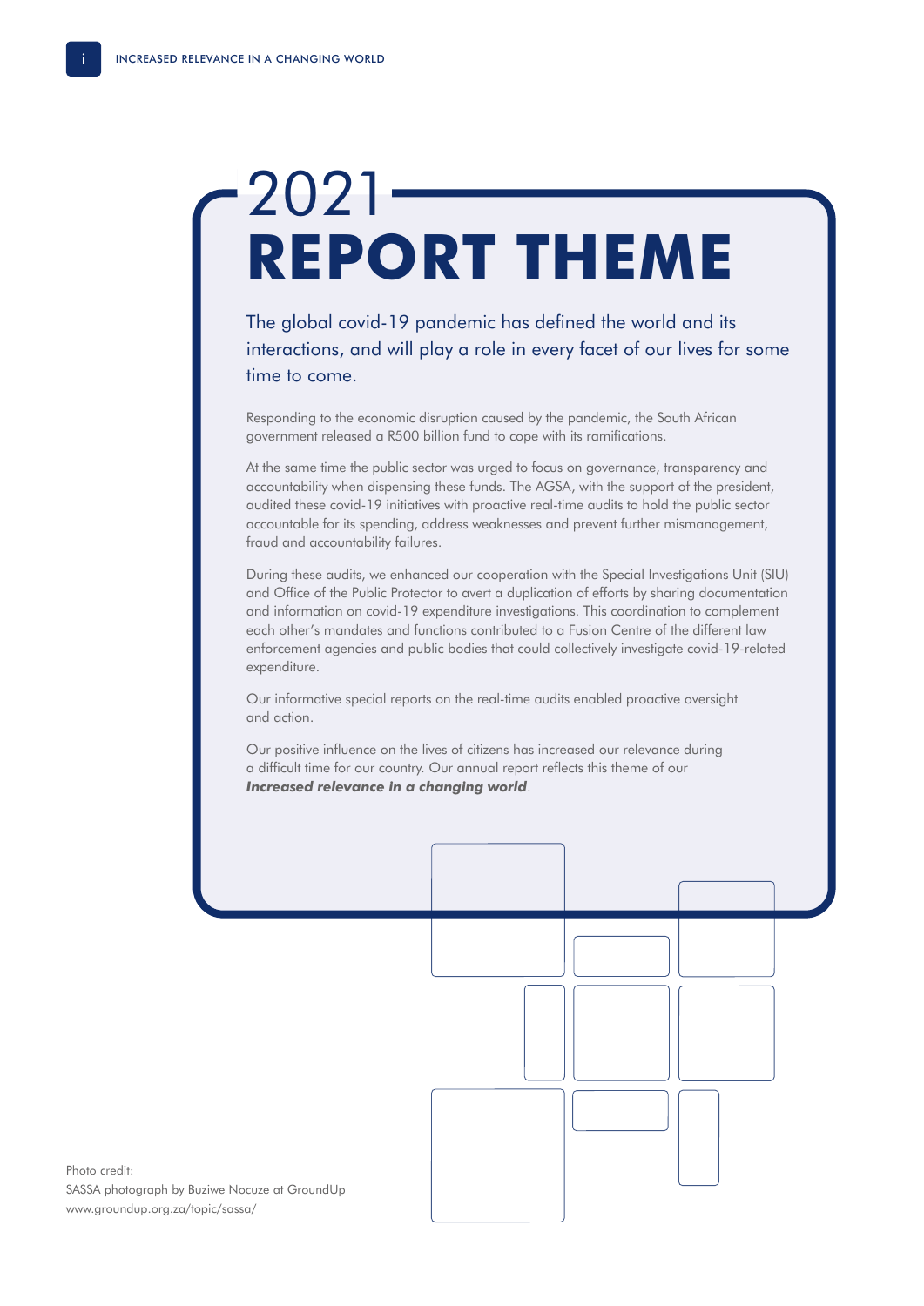# 2021 REPORT THEME

The global covid-19 pandemic has defined the world and its interactions, and will play a role in every facet of our lives for some time to come.

Responding to the economic disruption caused by the pandemic, the South African government released a R500 billion fund to cope with its ramifications.

At the same time the public sector was urged to focus on governance, transparency and accountability when dispensing these funds. The AGSA, with the support of the president, audited these covid-19 initiatives with proactive real-time audits to hold the public sector accountable for its spending, address weaknesses and prevent further mismanagement, fraud and accountability failures.

During these audits, we enhanced our cooperation with the Special Investigations Unit (SIU) and Office of the Public Protector to avert a duplication of efforts by sharing documentation and information on covid-19 expenditure investigations. This coordination to complement each other's mandates and functions contributed to a Fusion Centre of the different law enforcement agencies and public bodies that could collectively investigate covid-19-related expenditure.

Our informative special reports on the real-time audits enabled proactive oversight and action.

Our positive influence on the lives of citizens has increased our relevance during a difficult time for our country. Our annual report reflects this theme of our ***Increased relevance in a changing world***.

Photo credit:
SASSA photograph by Buziwe Nocuze at GroundUp
www.groundup.org.za/topic/sassa/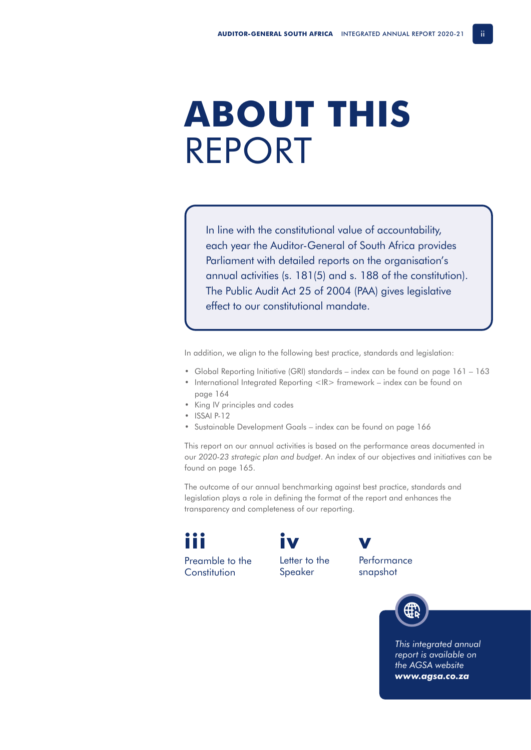# ABOUT THIS REPORT

In line with the constitutional value of accountability, each year the Auditor-General of South Africa provides Parliament with detailed reports on the organisation's annual activities (s. 181(5) and s. 188 of the constitution). The Public Audit Act 25 of 2004 (PAA) gives legislative effect to our constitutional mandate.

In addition, we align to the following best practice, standards and legislation:

- Global Reporting Initiative (GRI) standards – index can be found on page 161 – 163
- International Integrated Reporting <IR> framework – index can be found on page 164
- King IV principles and codes
- ISSAI P-12
- Sustainable Development Goals – index can be found on page 166

This report on our annual activities is based on the performance areas documented in our *2020-23 strategic plan and budget*. An index of our objectives and initiatives can be found on page 165.

The outcome of our annual benchmarking against best practice, standards and legislation plays a role in defining the format of the report and enhances the transparency and completeness of our reporting.

**iii** Preamble to the Constitution

**iv** Letter to the Speaker

**v** Performance snapshot

*This integrated annual report is available on the AGSA website* ***www.agsa.co.za***